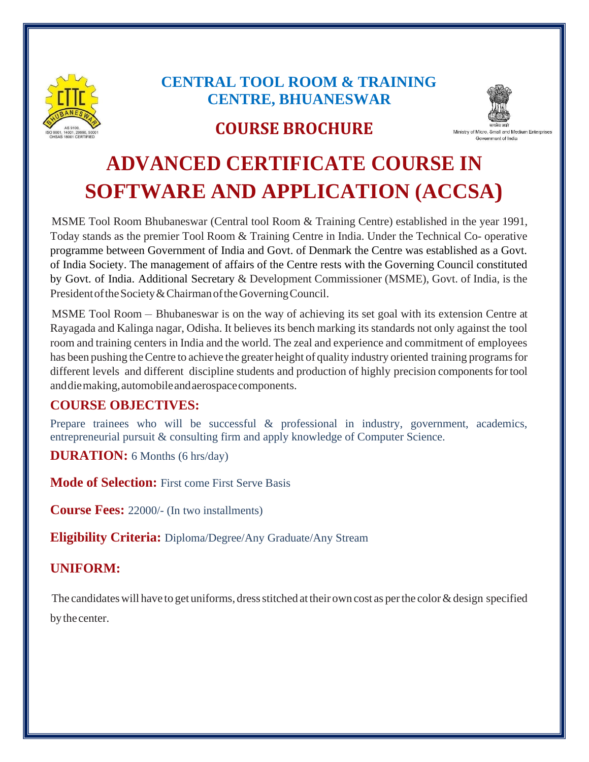# CENTRAL TOOL ROOM & TRAINING CENTRE, BHUANESWAR

## COURSE BROCHURE

# ADVANCED CERTIFICATE COURSE IN SOFTWARE AND APPLICATION (ACCSA)

MSME Tool Room Bhubaneswar (Central tool Room & Training Centre) established in the year 1991, Today stands as the premier Tool Room & Training Centre in India. Under the Technical Co- operative programme between Government of India and Govt. of Denmark the Centre was established as a Govt. of India Society. The management of affairs of the Centre rests with the Governing Council constituted by Govt. of India. Additional Secretary & Development Commissioner (MSME), Govt. of India, is the President of the Society & Chairman of the Governing Council.

MSME Tool Room – Bhubaneswar is on the way of achieving its set goal with its extension Centre at Rayagada and Kalinga nagar, Odisha. It believes its bench marking its standards not only against the tool room and training centers in India and the world. The zeal and experience and commitment of employees has been pushing the Centre to achieve the greater height of quality industry oriented training programs for different levels and different discipline students and production of highly precision components for tool and die making, automobile and aerospace components.

## COURSE OBJECTIVES:

Prepare trainees who will be successful & professional in industry, government, academics, entrepreneurial pursuit & consulting firm and apply knowledge of Computer Science.

**DURATION:** 6 Months (6 hrs/day)

**Mode of Selection:** First come First Serve Basis

**Course Fees:** 22000/- (In two installments)

**Eligibility Criteria:** Diploma/Degree/Any Graduate/Any Stream

## UNIFORM:

The candidates will have to get uniforms, dress stitched at their own cost as per the color & design specified by the center.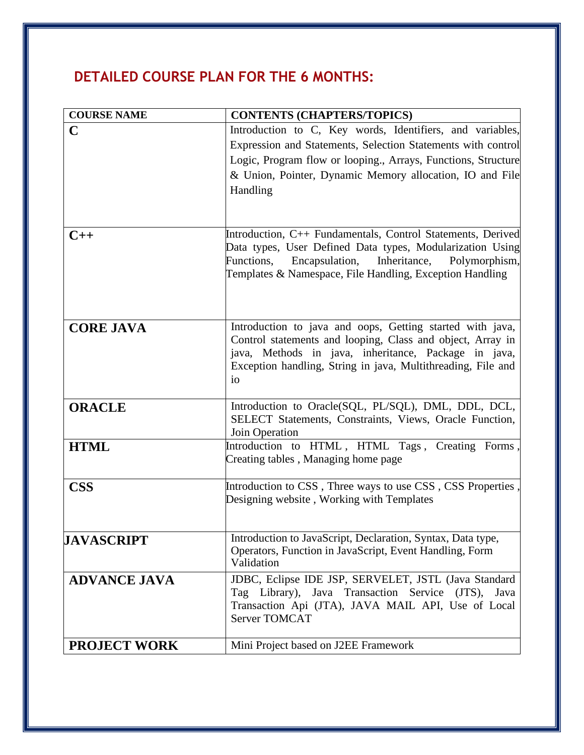## DETAILED COURSE PLAN FOR THE 6 MONTHS:

| COURSE NAME | CONTENTS (CHAPTERS/TOPICS) |
|---|---|
| **C** | Introduction to C, Key words, Identifiers, and variables, Expression and Statements, Selection Statements with control Logic, Program flow or looping., Arrays, Functions, Structure & Union, Pointer, Dynamic Memory allocation, IO and File Handling |
| **C++** | Introduction, C++ Fundamentals, Control Statements, Derived Data types, User Defined Data types, Modularization Using Functions, Encapsulation, Inheritance, Polymorphism, Templates & Namespace, File Handling, Exception Handling |
| **CORE JAVA** | Introduction to java and oops, Getting started with java, Control statements and looping, Class and object, Array in java, Methods in java, inheritance, Package in java, Exception handling, String in java, Multithreading, File and io |
| **ORACLE** | Introduction to Oracle(SQL, PL/SQL), DML, DDL, DCL, SELECT Statements, Constraints, Views, Oracle Function, Join Operation |
| **HTML** | Introduction to HTML , HTML Tags , Creating Forms , Creating tables , Managing home page |
| **CSS** | Introduction to CSS , Three ways to use CSS , CSS Properties , Designing website , Working with Templates |
| **JAVASCRIPT** | Introduction to JavaScript, Declaration, Syntax, Data type, Operators, Function in JavaScript, Event Handling, Form Validation |
| **ADVANCE JAVA** | JDBC, Eclipse IDE JSP, SERVELET, JSTL (Java Standard Tag Library), Java Transaction Service (JTS), Java Transaction Api (JTA), JAVA MAIL API, Use of Local Server TOMCAT |
| **PROJECT WORK** | Mini Project based on J2EE Framework |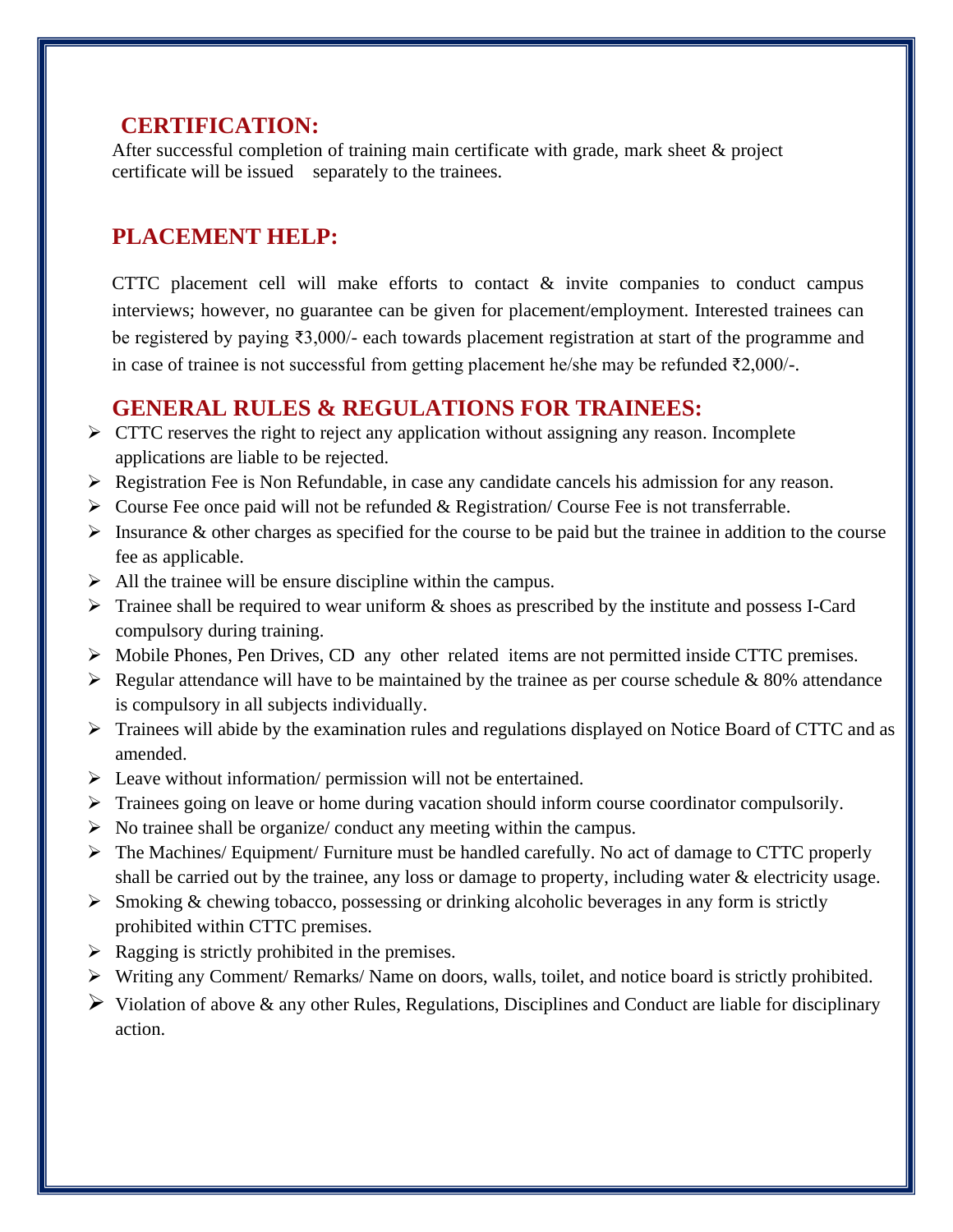## CERTIFICATION:

After successful completion of training main certificate with grade, mark sheet & project certificate will be issued separately to the trainees.

## PLACEMENT HELP:

CTTC placement cell will make efforts to contact & invite companies to conduct campus interviews; however, no guarantee can be given for placement/employment. Interested trainees can be registered by paying ₹3,000/- each towards placement registration at start of the programme and in case of trainee is not successful from getting placement he/she may be refunded ₹2,000/-.

## GENERAL RULES & REGULATIONS FOR TRAINEES:

- CTTC reserves the right to reject any application without assigning any reason. Incomplete applications are liable to be rejected.
- Registration Fee is Non Refundable, in case any candidate cancels his admission for any reason.
- Course Fee once paid will not be refunded & Registration/ Course Fee is not transferrable.
- Insurance & other charges as specified for the course to be paid but the trainee in addition to the course fee as applicable.
- All the trainee will be ensure discipline within the campus.
- Trainee shall be required to wear uniform & shoes as prescribed by the institute and possess I-Card compulsory during training.
- Mobile Phones, Pen Drives, CD any other related items are not permitted inside CTTC premises.
- Regular attendance will have to be maintained by the trainee as per course schedule & 80% attendance is compulsory in all subjects individually.
- Trainees will abide by the examination rules and regulations displayed on Notice Board of CTTC and as amended.
- Leave without information/ permission will not be entertained.
- Trainees going on leave or home during vacation should inform course coordinator compulsorily.
- No trainee shall be organize/ conduct any meeting within the campus.
- The Machines/ Equipment/ Furniture must be handled carefully. No act of damage to CTTC properly shall be carried out by the trainee, any loss or damage to property, including water & electricity usage.
- Smoking & chewing tobacco, possessing or drinking alcoholic beverages in any form is strictly prohibited within CTTC premises.
- Ragging is strictly prohibited in the premises.
- Writing any Comment/ Remarks/ Name on doors, walls, toilet, and notice board is strictly prohibited.
- Violation of above & any other Rules, Regulations, Disciplines and Conduct are liable for disciplinary action.